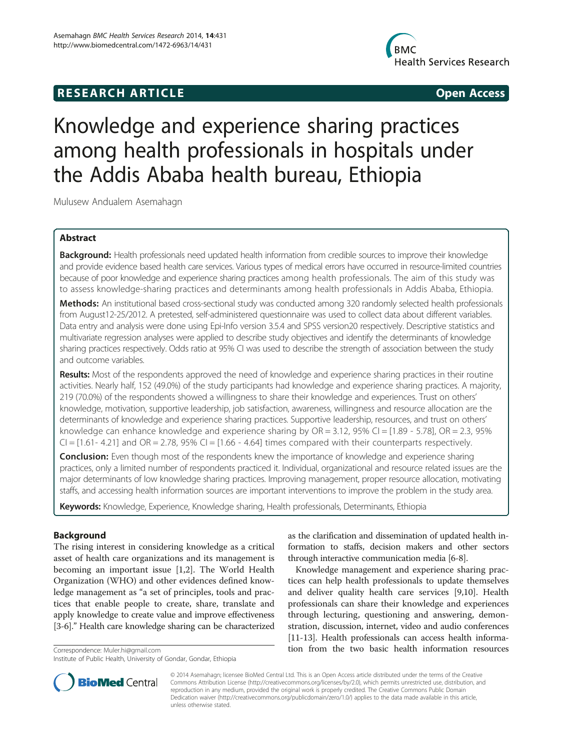**RESEARCH ARTICLE** **Open Access**

# Knowledge and experience sharing practices among health professionals in hospitals under the Addis Ababa health bureau, Ethiopia

Mulusew Andualem Asemahagn

## Abstract

**Background:** Health professionals need updated health information from credible sources to improve their knowledge and provide evidence based health care services. Various types of medical errors have occurred in resource-limited countries because of poor knowledge and experience sharing practices among health professionals. The aim of this study was to assess knowledge-sharing practices and determinants among health professionals in Addis Ababa, Ethiopia.

**Methods:** An institutional based cross-sectional study was conducted among 320 randomly selected health professionals from August12-25/2012. A pretested, self-administered questionnaire was used to collect data about different variables. Data entry and analysis were done using Epi-Info version 3.5.4 and SPSS version20 respectively. Descriptive statistics and multivariate regression analyses were applied to describe study objectives and identify the determinants of knowledge sharing practices respectively. Odds ratio at 95% CI was used to describe the strength of association between the study and outcome variables.

**Results:** Most of the respondents approved the need of knowledge and experience sharing practices in their routine activities. Nearly half, 152 (49.0%) of the study participants had knowledge and experience sharing practices. A majority, 219 (70.0%) of the respondents showed a willingness to share their knowledge and experiences. Trust on others' knowledge, motivation, supportive leadership, job satisfaction, awareness, willingness and resource allocation are the determinants of knowledge and experience sharing practices. Supportive leadership, resources, and trust on others' knowledge can enhance knowledge and experience sharing by OR = 3.12, 95% CI = [1.89 - 5.78], OR = 2.3, 95% CI = [1.61- 4.21] and OR = 2.78, 95% CI = [1.66 - 4.64] times compared with their counterparts respectively.

**Conclusion:** Even though most of the respondents knew the importance of knowledge and experience sharing practices, only a limited number of respondents practiced it. Individual, organizational and resource related issues are the major determinants of low knowledge sharing practices. Improving management, proper resource allocation, motivating staffs, and accessing health information sources are important interventions to improve the problem in the study area.

**Keywords:** Knowledge, Experience, Knowledge sharing, Health professionals, Determinants, Ethiopia

## Background

The rising interest in considering knowledge as a critical asset of health care organizations and its management is becoming an important issue [1,2]. The World Health Organization (WHO) and other evidences defined knowledge management as "a set of principles, tools and practices that enable people to create, share, translate and apply knowledge to create value and improve effectiveness [3-6]." Health care knowledge sharing can be characterized as the clarification and dissemination of updated health information to staffs, decision makers and other sectors through interactive communication media [6-8].

Knowledge management and experience sharing practices can help health professionals to update themselves and deliver quality health care services [9,10]. Health professionals can share their knowledge and experiences through lecturing, questioning and answering, demonstration, discussion, internet, video and audio conferences [11-13]. Health professionals can access health information from the two basic health information resources

Correspondence: Muler.hi@gmail.com
Institute of Public Health, University of Gondar, Gondar, Ethiopia

© 2014 Asemahagn; licensee BioMed Central Ltd. This is an Open Access article distributed under the terms of the Creative Commons Attribution License (http://creativecommons.org/licenses/by/2.0), which permits unrestricted use, distribution, and reproduction in any medium, provided the original work is properly credited. The Creative Commons Public Domain Dedication waiver (http://creativecommons.org/publicdomain/zero/1.0/) applies to the data made available in this article, unless otherwise stated.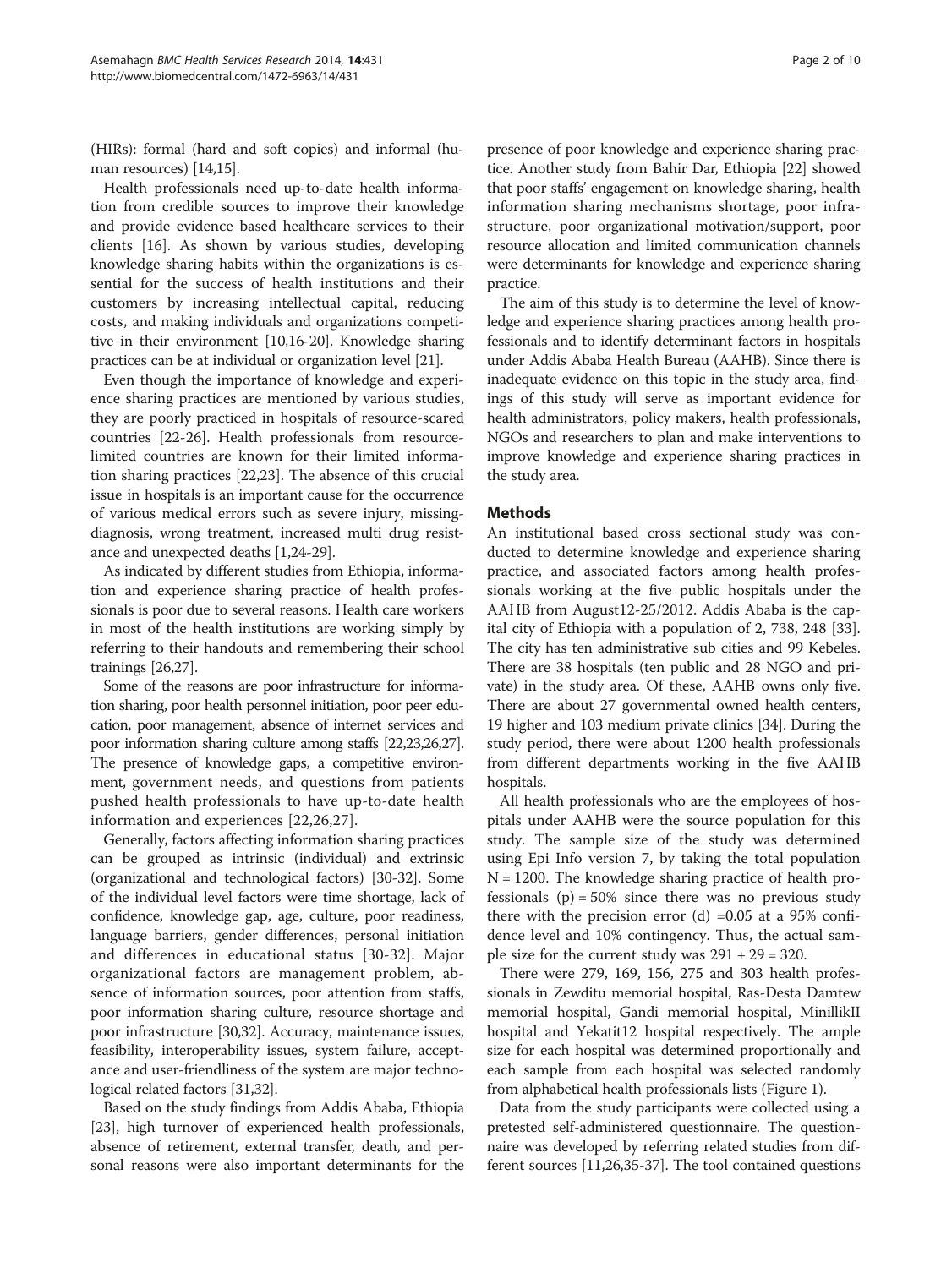(HIRs): formal (hard and soft copies) and informal (human resources) [14,15].

Health professionals need up-to-date health information from credible sources to improve their knowledge and provide evidence based healthcare services to their clients [16]. As shown by various studies, developing knowledge sharing habits within the organizations is essential for the success of health institutions and their customers by increasing intellectual capital, reducing costs, and making individuals and organizations competitive in their environment [10,16-20]. Knowledge sharing practices can be at individual or organization level [21].

Even though the importance of knowledge and experience sharing practices are mentioned by various studies, they are poorly practiced in hospitals of resource-scared countries [22-26]. Health professionals from resource-limited countries are known for their limited information sharing practices [22,23]. The absence of this crucial issue in hospitals is an important cause for the occurrence of various medical errors such as severe injury, missing-diagnosis, wrong treatment, increased multi drug resistance and unexpected deaths [1,24-29].

As indicated by different studies from Ethiopia, information and experience sharing practice of health professionals is poor due to several reasons. Health care workers in most of the health institutions are working simply by referring to their handouts and remembering their school trainings [26,27].

Some of the reasons are poor infrastructure for information sharing, poor health personnel initiation, poor peer education, poor management, absence of internet services and poor information sharing culture among staffs [22,23,26,27]. The presence of knowledge gaps, a competitive environment, government needs, and questions from patients pushed health professionals to have up-to-date health information and experiences [22,26,27].

Generally, factors affecting information sharing practices can be grouped as intrinsic (individual) and extrinsic (organizational and technological factors) [30-32]. Some of the individual level factors were time shortage, lack of confidence, knowledge gap, age, culture, poor readiness, language barriers, gender differences, personal initiation and differences in educational status [30-32]. Major organizational factors are management problem, absence of information sources, poor attention from staffs, poor information sharing culture, resource shortage and poor infrastructure [30,32]. Accuracy, maintenance issues, feasibility, interoperability issues, system failure, acceptance and user-friendliness of the system are major technological related factors [31,32].

Based on the study findings from Addis Ababa, Ethiopia [23], high turnover of experienced health professionals, absence of retirement, external transfer, death, and personal reasons were also important determinants for the presence of poor knowledge and experience sharing practice. Another study from Bahir Dar, Ethiopia [22] showed that poor staffs' engagement on knowledge sharing, health information sharing mechanisms shortage, poor infrastructure, poor organizational motivation/support, poor resource allocation and limited communication channels were determinants for knowledge and experience sharing practice.

The aim of this study is to determine the level of knowledge and experience sharing practices among health professionals and to identify determinant factors in hospitals under Addis Ababa Health Bureau (AAHB). Since there is inadequate evidence on this topic in the study area, findings of this study will serve as important evidence for health administrators, policy makers, health professionals, NGOs and researchers to plan and make interventions to improve knowledge and experience sharing practices in the study area.

## Methods

An institutional based cross sectional study was conducted to determine knowledge and experience sharing practice, and associated factors among health professionals working at the five public hospitals under the AAHB from August12-25/2012. Addis Ababa is the capital city of Ethiopia with a population of 2, 738, 248 [33]. The city has ten administrative sub cities and 99 Kebeles. There are 38 hospitals (ten public and 28 NGO and private) in the study area. Of these, AAHB owns only five. There are about 27 governmental owned health centers, 19 higher and 103 medium private clinics [34]. During the study period, there were about 1200 health professionals from different departments working in the five AAHB hospitals.

All health professionals who are the employees of hospitals under AAHB were the source population for this study. The sample size of the study was determined using Epi Info version 7, by taking the total population N = 1200. The knowledge sharing practice of health professionals (p) = 50% since there was no previous study there with the precision error (d) =0.05 at a 95% confidence level and 10% contingency. Thus, the actual sample size for the current study was 291 + 29 = 320.

There were 279, 169, 156, 275 and 303 health professionals in Zewditu memorial hospital, Ras-Desta Damtew memorial hospital, Gandi memorial hospital, MinillikII hospital and Yekatit12 hospital respectively. The ample size for each hospital was determined proportionally and each sample from each hospital was selected randomly from alphabetical health professionals lists (Figure 1).

Data from the study participants were collected using a pretested self-administered questionnaire. The questionnaire was developed by referring related studies from different sources [11,26,35-37]. The tool contained questions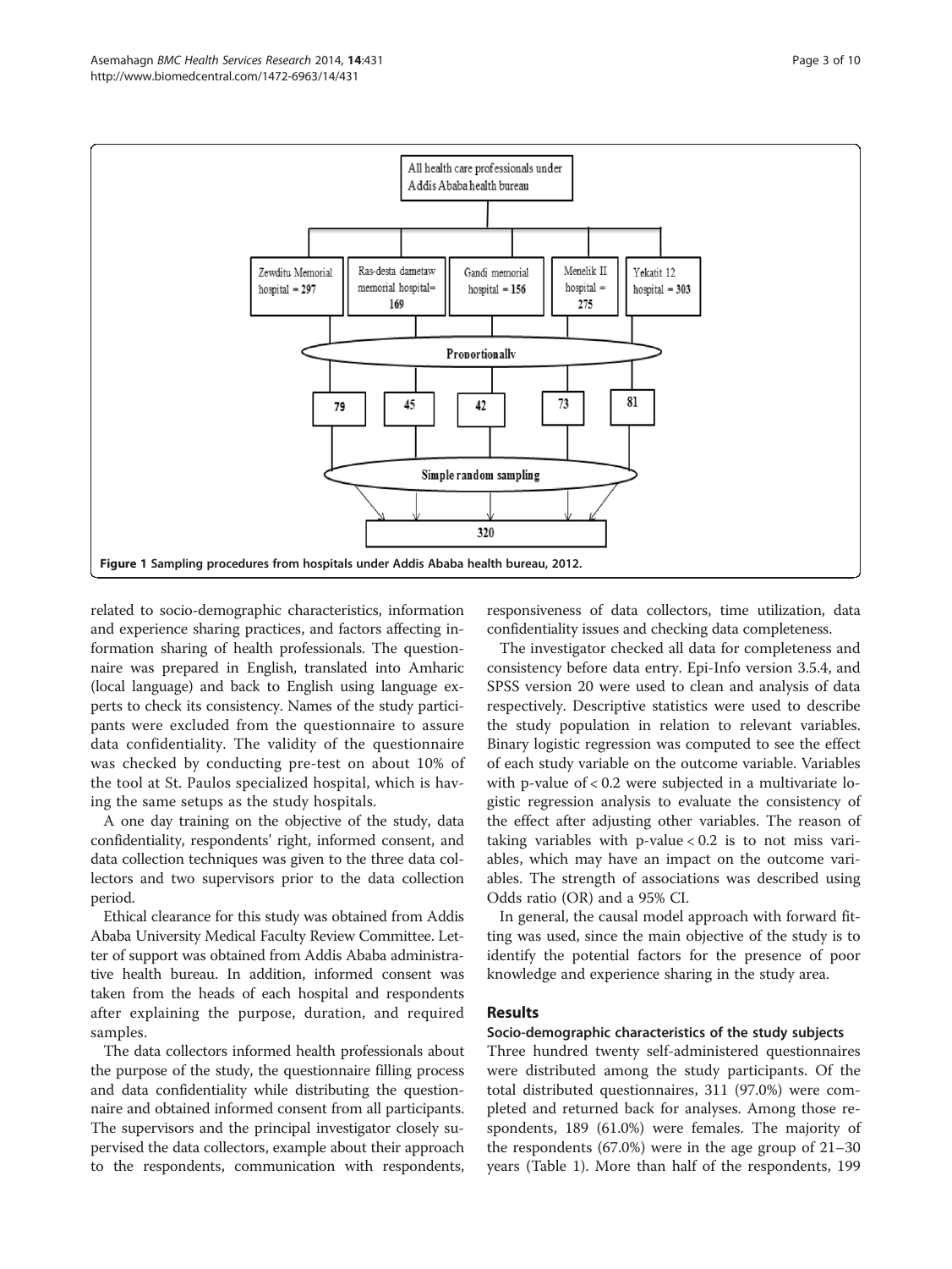All health care professionals under Addis Ababa health bureau

| Zewditu Memorial hospital = 297 | Ras-desta dametaw memorial hospital= 169 | Gandi memorial hospital = 156 | Menelik II hospital = 275 | Yekatit 12 hospital = 303 |
|---|---|---|---|---|
| Proportionally | | | | |
| 79 | 45 | 42 | 73 | 81 |
| Simple random sampling | | | | |
| 320 | | | | |

**Figure 1 Sampling procedures from hospitals under Addis Ababa health bureau, 2012.**

related to socio-demographic characteristics, information and experience sharing practices, and factors affecting information sharing of health professionals. The questionnaire was prepared in English, translated into Amharic (local language) and back to English using language experts to check its consistency. Names of the study participants were excluded from the questionnaire to assure data confidentiality. The validity of the questionnaire was checked by conducting pre-test on about 10% of the tool at St. Paulos specialized hospital, which is having the same setups as the study hospitals.

A one day training on the objective of the study, data confidentiality, respondents' right, informed consent, and data collection techniques was given to the three data collectors and two supervisors prior to the data collection period.

Ethical clearance for this study was obtained from Addis Ababa University Medical Faculty Review Committee. Letter of support was obtained from Addis Ababa administrative health bureau. In addition, informed consent was taken from the heads of each hospital and respondents after explaining the purpose, duration, and required samples.

The data collectors informed health professionals about the purpose of the study, the questionnaire filling process and data confidentiality while distributing the questionnaire and obtained informed consent from all participants. The supervisors and the principal investigator closely supervised the data collectors, example about their approach to the respondents, communication with respondents, responsiveness of data collectors, time utilization, data confidentiality issues and checking data completeness.

The investigator checked all data for completeness and consistency before data entry. Epi-Info version 3.5.4, and SPSS version 20 were used to clean and analysis of data respectively. Descriptive statistics were used to describe the study population in relation to relevant variables. Binary logistic regression was computed to see the effect of each study variable on the outcome variable. Variables with p-value of $< 0.2$ were subjected in a multivariate logistic regression analysis to evaluate the consistency of the effect after adjusting other variables. The reason of taking variables with p-value $< 0.2$ is to not miss variables, which may have an impact on the outcome variables. The strength of associations was described using Odds ratio (OR) and a 95% CI.

In general, the causal model approach with forward fitting was used, since the main objective of the study is to identify the potential factors for the presence of poor knowledge and experience sharing in the study area.

## Results

### Socio-demographic characteristics of the study subjects

Three hundred twenty self-administered questionnaires were distributed among the study participants. Of the total distributed questionnaires, 311 (97.0%) were completed and returned back for analyses. Among those respondents, 189 (61.0%) were females. The majority of the respondents (67.0%) were in the age group of 21–30 years (Table 1). More than half of the respondents, 199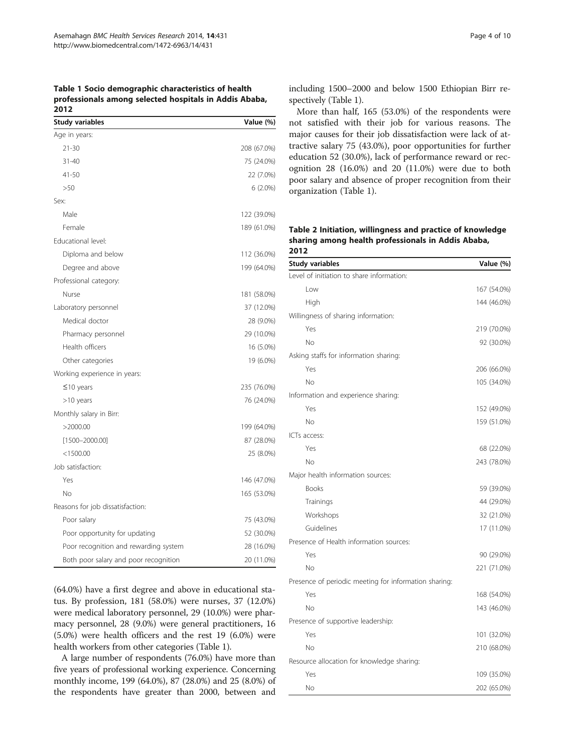**Table 1 Socio demographic characteristics of health professionals among selected hospitals in Addis Ababa, 2012**

| Study variables | Value (%) |
|---|---|
| Age in years: | |
| 21-30 | 208 (67.0%) |
| 31-40 | 75 (24.0%) |
| 41-50 | 22 (7.0%) |
| >50 | 6 (2.0%) |
| Sex: | |
| Male | 122 (39.0%) |
| Female | 189 (61.0%) |
| Educational level: | |
| Diploma and below | 112 (36.0%) |
| Degree and above | 199 (64.0%) |
| Professional category: | |
| Nurse | 181 (58.0%) |
| Laboratory personnel | 37 (12.0%) |
| Medical doctor | 28 (9.0%) |
| Pharmacy personnel | 29 (10.0%) |
| Health officers | 16 (5.0%) |
| Other categories | 19 (6.0%) |
| Working experience in years: | |
| ≤10 years | 235 (76.0%) |
| >10 years | 76 (24.0%) |
| Monthly salary in Birr: | |
| >2000.00 | 199 (64.0%) |
| [1500–2000.00] | 87 (28.0%) |
| <1500.00 | 25 (8.0%) |
| Job satisfaction: | |
| Yes | 146 (47.0%) |
| No | 165 (53.0%) |
| Reasons for job dissatisfaction: | |
| Poor salary | 75 (43.0%) |
| Poor opportunity for updating | 52 (30.0%) |
| Poor recognition and rewarding system | 28 (16.0%) |
| Both poor salary and poor recognition | 20 (11.0%) |

(64.0%) have a first degree and above in educational status. By profession, 181 (58.0%) were nurses, 37 (12.0%) were medical laboratory personnel, 29 (10.0%) were pharmacy personnel, 28 (9.0%) were general practitioners, 16 (5.0%) were health officers and the rest 19 (6.0%) were health workers from other categories (Table 1).

A large number of respondents (76.0%) have more than five years of professional working experience. Concerning monthly income, 199 (64.0%), 87 (28.0%) and 25 (8.0%) of the respondents have greater than 2000, between and including 1500–2000 and below 1500 Ethiopian Birr respectively (Table 1).

More than half, 165 (53.0%) of the respondents were not satisfied with their job for various reasons. The major causes for their job dissatisfaction were lack of attractive salary 75 (43.0%), poor opportunities for further education 52 (30.0%), lack of performance reward or recognition 28 (16.0%) and 20 (11.0%) were due to both poor salary and absence of proper recognition from their organization (Table 1).

**Table 2 Initiation, willingness and practice of knowledge sharing among health professionals in Addis Ababa, 2012**

| Study variables | Value (%) |
|---|---|
| Level of initiation to share information: | |
| Low | 167 (54.0%) |
| High | 144 (46.0%) |
| Willingness of sharing information: | |
| Yes | 219 (70.0%) |
| No | 92 (30.0%) |
| Asking staffs for information sharing: | |
| Yes | 206 (66.0%) |
| No | 105 (34.0%) |
| Information and experience sharing: | |
| Yes | 152 (49.0%) |
| No | 159 (51.0%) |
| ICTs access: | |
| Yes | 68 (22.0%) |
| No | 243 (78.0%) |
| Major health information sources: | |
| Books | 59 (39.0%) |
| Trainings | 44 (29.0%) |
| Workshops | 32 (21.0%) |
| Guidelines | 17 (11.0%) |
| Presence of Health information sources: | |
| Yes | 90 (29.0%) |
| No | 221 (71.0%) |
| Presence of periodic meeting for information sharing: | |
| Yes | 168 (54.0%) |
| No | 143 (46.0%) |
| Presence of supportive leadership: | |
| Yes | 101 (32.0%) |
| No | 210 (68.0%) |
| Resource allocation for knowledge sharing: | |
| Yes | 109 (35.0%) |
| No | 202 (65.0%) |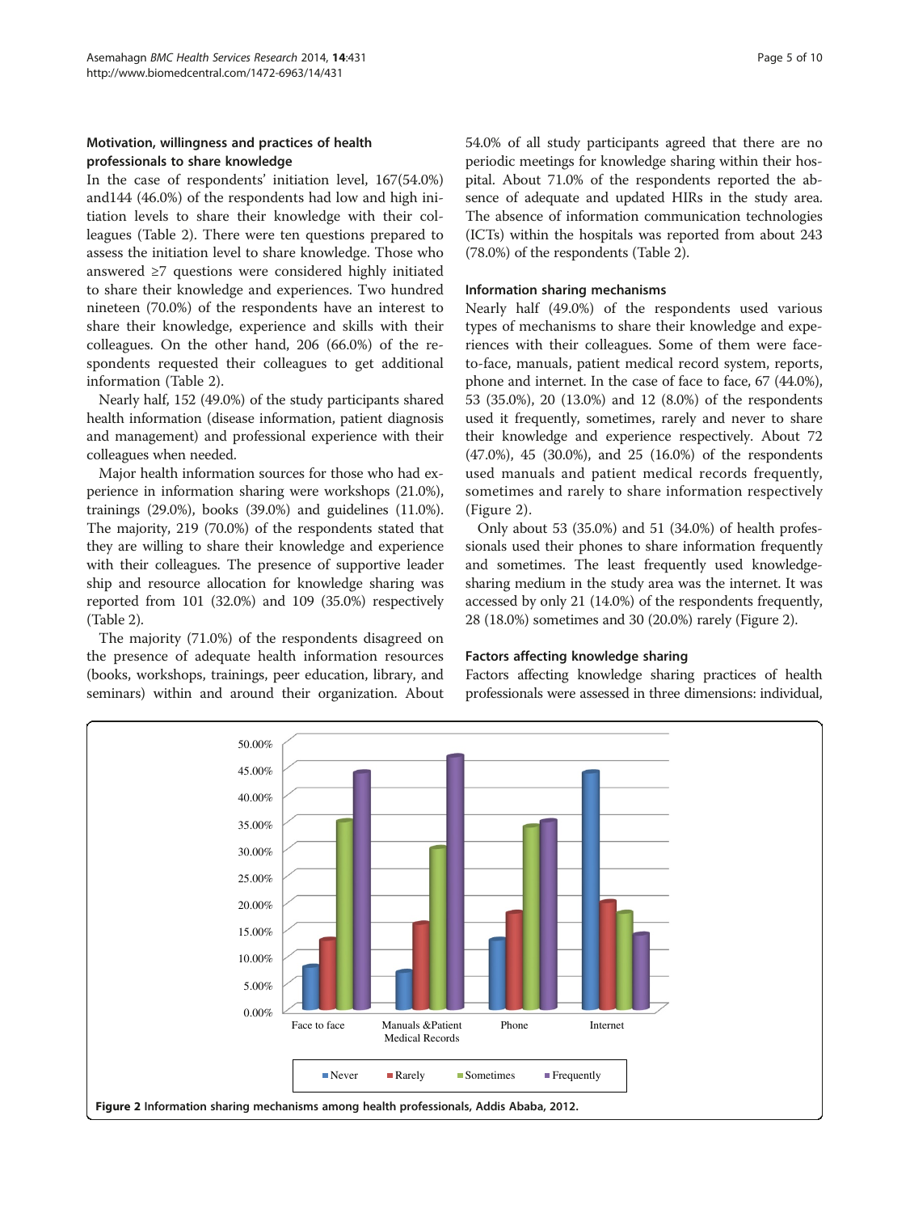### Motivation, willingness and practices of health professionals to share knowledge

In the case of respondents' initiation level, 167(54.0%) and144 (46.0%) of the respondents had low and high initiation levels to share their knowledge with their colleagues (Table 2). There were ten questions prepared to assess the initiation level to share knowledge. Those who answered ≥7 questions were considered highly initiated to share their knowledge and experiences. Two hundred nineteen (70.0%) of the respondents have an interest to share their knowledge, experience and skills with their colleagues. On the other hand, 206 (66.0%) of the respondents requested their colleagues to get additional information (Table 2).

Nearly half, 152 (49.0%) of the study participants shared health information (disease information, patient diagnosis and management) and professional experience with their colleagues when needed.

Major health information sources for those who had experience in information sharing were workshops (21.0%), trainings (29.0%), books (39.0%) and guidelines (11.0%). The majority, 219 (70.0%) of the respondents stated that they are willing to share their knowledge and experience with their colleagues. The presence of supportive leader ship and resource allocation for knowledge sharing was reported from 101 (32.0%) and 109 (35.0%) respectively (Table 2).

The majority (71.0%) of the respondents disagreed on the presence of adequate health information resources (books, workshops, trainings, peer education, library, and seminars) within and around their organization. About 54.0% of all study participants agreed that there are no periodic meetings for knowledge sharing within their hospital. About 71.0% of the respondents reported the absence of adequate and updated HIRs in the study area. The absence of information communication technologies (ICTs) within the hospitals was reported from about 243 (78.0%) of the respondents (Table 2).

### Information sharing mechanisms

Nearly half (49.0%) of the respondents used various types of mechanisms to share their knowledge and experiences with their colleagues. Some of them were face-to-face, manuals, patient medical record system, reports, phone and internet. In the case of face to face, 67 (44.0%), 53 (35.0%), 20 (13.0%) and 12 (8.0%) of the respondents used it frequently, sometimes, rarely and never to share their knowledge and experience respectively. About 72 (47.0%), 45 (30.0%), and 25 (16.0%) of the respondents used manuals and patient medical records frequently, sometimes and rarely to share information respectively (Figure 2).

Only about 53 (35.0%) and 51 (34.0%) of health professionals used their phones to share information frequently and sometimes. The least frequently used knowledge-sharing medium in the study area was the internet. It was accessed by only 21 (14.0%) of the respondents frequently, 28 (18.0%) sometimes and 30 (20.0%) rarely (Figure 2).

### Factors affecting knowledge sharing

Factors affecting knowledge sharing practices of health professionals were assessed in three dimensions: individual,

**Figure 2** Information sharing mechanisms among health professionals, Addis Ababa, 2012.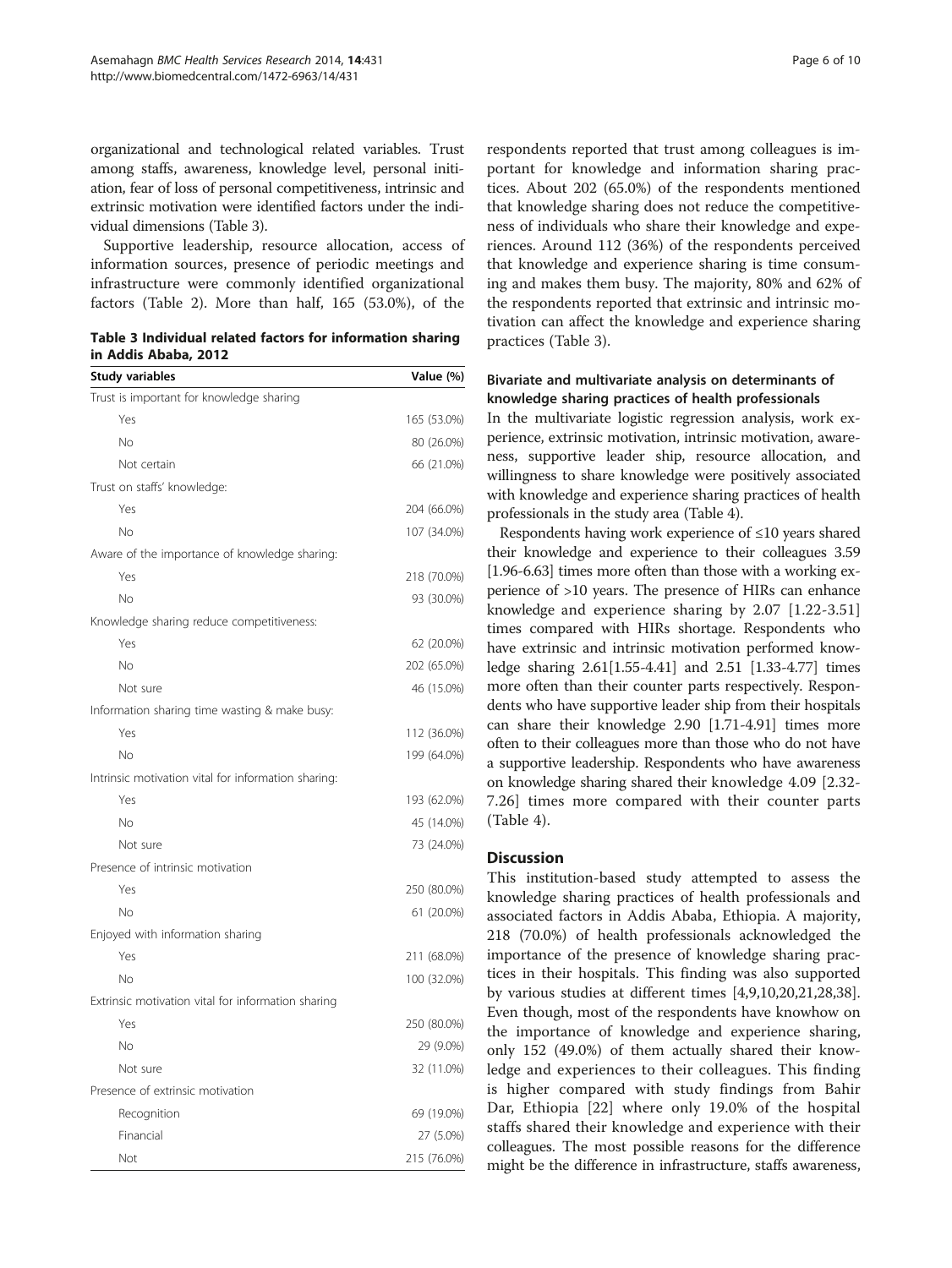organizational and technological related variables. Trust among staffs, awareness, knowledge level, personal initiation, fear of loss of personal competitiveness, intrinsic and extrinsic motivation were identified factors under the individual dimensions (Table 3).

Supportive leadership, resource allocation, access of information sources, presence of periodic meetings and infrastructure were commonly identified organizational factors (Table 2). More than half, 165 (53.0%), of the respondents reported that trust among colleagues is important for knowledge and information sharing practices. About 202 (65.0%) of the respondents mentioned that knowledge sharing does not reduce the competitiveness of individuals who share their knowledge and experiences. Around 112 (36%) of the respondents perceived that knowledge and experience sharing is time consuming and makes them busy. The majority, 80% and 62% of the respondents reported that extrinsic and intrinsic motivation can affect the knowledge and experience sharing practices (Table 3).

**Table 3 Individual related factors for information sharing in Addis Ababa, 2012**

| Study variables | Value (%) |
|---|---|
| Trust is important for knowledge sharing | |
| Yes | 165 (53.0%) |
| No | 80 (26.0%) |
| Not certain | 66 (21.0%) |
| Trust on staffs' knowledge: | |
| Yes | 204 (66.0%) |
| No | 107 (34.0%) |
| Aware of the importance of knowledge sharing: | |
| Yes | 218 (70.0%) |
| No | 93 (30.0%) |
| Knowledge sharing reduce competitiveness: | |
| Yes | 62 (20.0%) |
| No | 202 (65.0%) |
| Not sure | 46 (15.0%) |
| Information sharing time wasting & make busy: | |
| Yes | 112 (36.0%) |
| No | 199 (64.0%) |
| Intrinsic motivation vital for information sharing: | |
| Yes | 193 (62.0%) |
| No | 45 (14.0%) |
| Not sure | 73 (24.0%) |
| Presence of intrinsic motivation | |
| Yes | 250 (80.0%) |
| No | 61 (20.0%) |
| Enjoyed with information sharing | |
| Yes | 211 (68.0%) |
| No | 100 (32.0%) |
| Extrinsic motivation vital for information sharing | |
| Yes | 250 (80.0%) |
| No | 29 (9.0%) |
| Not sure | 32 (11.0%) |
| Presence of extrinsic motivation | |
| Recognition | 69 (19.0%) |
| Financial | 27 (5.0%) |
| Not | 215 (76.0%) |

### Bivariate and multivariate analysis on determinants of knowledge sharing practices of health professionals

In the multivariate logistic regression analysis, work experience, extrinsic motivation, intrinsic motivation, awareness, supportive leader ship, resource allocation, and willingness to share knowledge were positively associated with knowledge and experience sharing practices of health professionals in the study area (Table 4).

Respondents having work experience of ≤10 years shared their knowledge and experience to their colleagues 3.59 [1.96-6.63] times more often than those with a working experience of >10 years. The presence of HIRs can enhance knowledge and experience sharing by 2.07 [1.22-3.51] times compared with HIRs shortage. Respondents who have extrinsic and intrinsic motivation performed knowledge sharing 2.61[1.55-4.41] and 2.51 [1.33-4.77] times more often than their counter parts respectively. Respondents who have supportive leader ship from their hospitals can share their knowledge 2.90 [1.71-4.91] times more often to their colleagues more than those who do not have a supportive leadership. Respondents who have awareness on knowledge sharing shared their knowledge 4.09 [2.32-7.26] times more compared with their counter parts (Table 4).

## Discussion

This institution-based study attempted to assess the knowledge sharing practices of health professionals and associated factors in Addis Ababa, Ethiopia. A majority, 218 (70.0%) of health professionals acknowledged the importance of the presence of knowledge sharing practices in their hospitals. This finding was also supported by various studies at different times [4,9,10,20,21,28,38]. Even though, most of the respondents have knowhow on the importance of knowledge and experience sharing, only 152 (49.0%) of them actually shared their knowledge and experiences to their colleagues. This finding is higher compared with study findings from Bahir Dar, Ethiopia [22] where only 19.0% of the hospital staffs shared their knowledge and experience with their colleagues. The most possible reasons for the difference might be the difference in infrastructure, staffs awareness,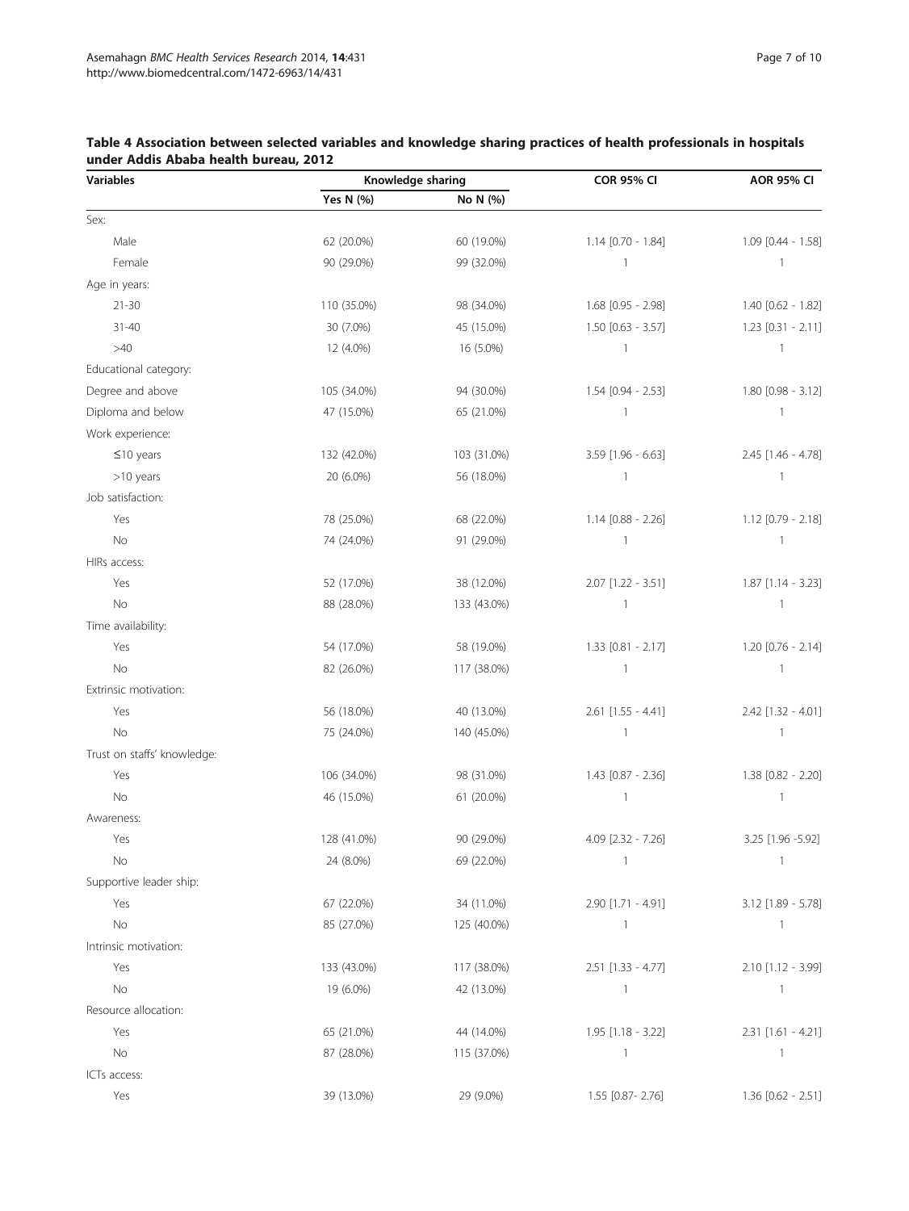**Table 4 Association between selected variables and knowledge sharing practices of health professionals in hospitals under Addis Ababa health bureau, 2012**

| Variables | Knowledge sharing | | COR 95% CI | AOR 95% CI |
|---|---|---|---|---|
| | Yes N (%) | No N (%) | | |
| Sex: | | | | |
| Male | 62 (20.0%) | 60 (19.0%) | 1.14 [0.70 - 1.84] | 1.09 [0.44 - 1.58] |
| Female | 90 (29.0%) | 99 (32.0%) | 1 | 1 |
| Age in years: | | | | |
| 21-30 | 110 (35.0%) | 98 (34.0%) | 1.68 [0.95 - 2.98] | 1.40 [0.62 - 1.82] |
| 31-40 | 30 (7.0%) | 45 (15.0%) | 1.50 [0.63 - 3.57] | 1.23 [0.31 - 2.11] |
| >40 | 12 (4.0%) | 16 (5.0%) | 1 | 1 |
| Educational category: | | | | |
| Degree and above | 105 (34.0%) | 94 (30.0%) | 1.54 [0.94 - 2.53] | 1.80 [0.98 - 3.12] |
| Diploma and below | 47 (15.0%) | 65 (21.0%) | 1 | 1 |
| Work experience: | | | | |
| ≤10 years | 132 (42.0%) | 103 (31.0%) | 3.59 [1.96 - 6.63] | 2.45 [1.46 - 4.78] |
| >10 years | 20 (6.0%) | 56 (18.0%) | 1 | 1 |
| Job satisfaction: | | | | |
| Yes | 78 (25.0%) | 68 (22.0%) | 1.14 [0.88 - 2.26] | 1.12 [0.79 - 2.18] |
| No | 74 (24.0%) | 91 (29.0%) | 1 | 1 |
| HIRs access: | | | | |
| Yes | 52 (17.0%) | 38 (12.0%) | 2.07 [1.22 - 3.51] | 1.87 [1.14 - 3.23] |
| No | 88 (28.0%) | 133 (43.0%) | 1 | 1 |
| Time availability: | | | | |
| Yes | 54 (17.0%) | 58 (19.0%) | 1.33 [0.81 - 2.17] | 1.20 [0.76 - 2.14] |
| No | 82 (26.0%) | 117 (38.0%) | 1 | 1 |
| Extrinsic motivation: | | | | |
| Yes | 56 (18.0%) | 40 (13.0%) | 2.61 [1.55 - 4.41] | 2.42 [1.32 - 4.01] |
| No | 75 (24.0%) | 140 (45.0%) | 1 | 1 |
| Trust on staffs' knowledge: | | | | |
| Yes | 106 (34.0%) | 98 (31.0%) | 1.43 [0.87 - 2.36] | 1.38 [0.82 - 2.20] |
| No | 46 (15.0%) | 61 (20.0%) | 1 | 1 |
| Awareness: | | | | |
| Yes | 128 (41.0%) | 90 (29.0%) | 4.09 [2.32 - 7.26] | 3.25 [1.96 -5.92] |
| No | 24 (8.0%) | 69 (22.0%) | 1 | 1 |
| Supportive leader ship: | | | | |
| Yes | 67 (22.0%) | 34 (11.0%) | 2.90 [1.71 - 4.91] | 3.12 [1.89 - 5.78] |
| No | 85 (27.0%) | 125 (40.0%) | 1 | 1 |
| Intrinsic motivation: | | | | |
| Yes | 133 (43.0%) | 117 (38.0%) | 2.51 [1.33 - 4.77] | 2.10 [1.12 - 3.99] |
| No | 19 (6.0%) | 42 (13.0%) | 1 | 1 |
| Resource allocation: | | | | |
| Yes | 65 (21.0%) | 44 (14.0%) | 1.95 [1.18 - 3.22] | 2.31 [1.61 - 4.21] |
| No | 87 (28.0%) | 115 (37.0%) | 1 | 1 |
| ICTs access: | | | | |
| Yes | 39 (13.0%) | 29 (9.0%) | 1.55 [0.87- 2.76] | 1.36 [0.62 - 2.51] |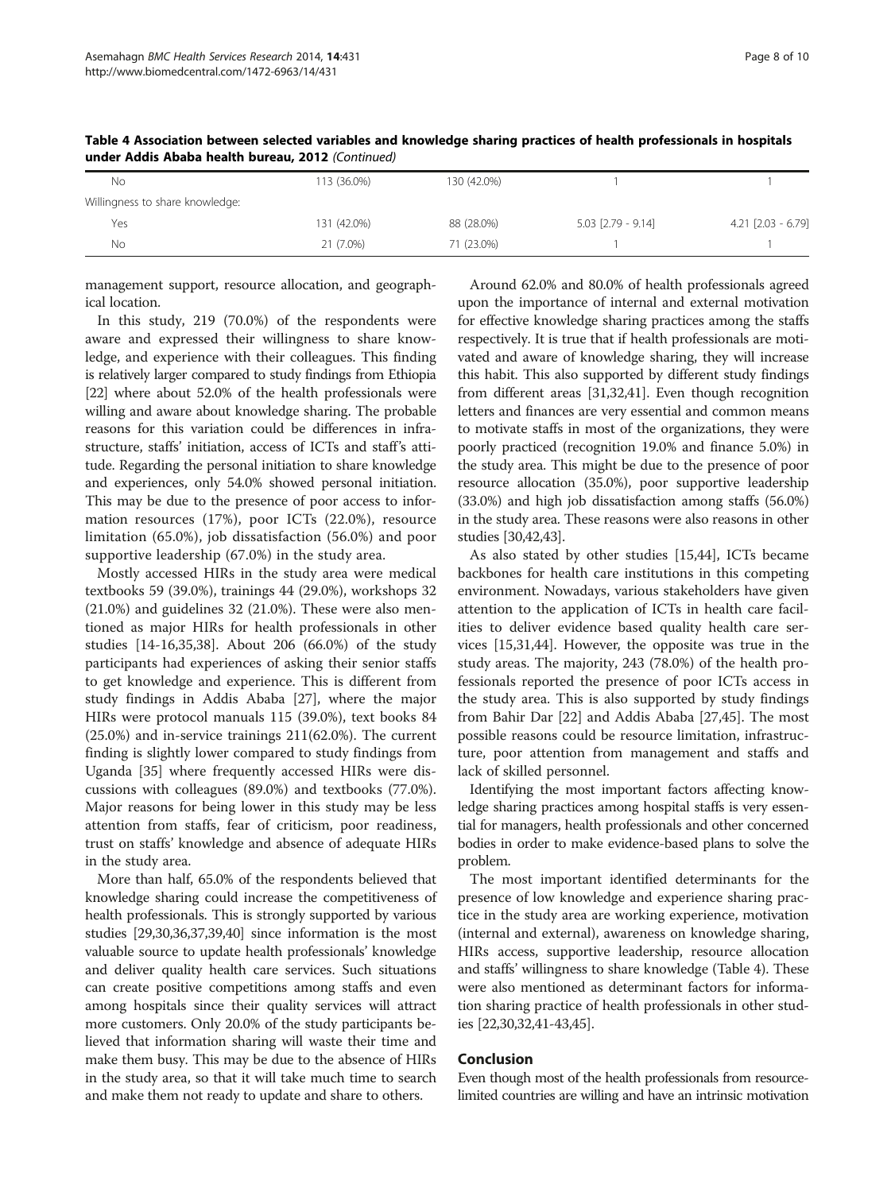**Table 4 Association between selected variables and knowledge sharing practices of health professionals in hospitals under Addis Ababa health bureau, 2012** *(Continued)*

| | | | | |
|---|---|---|---|---|
| No | 113 (36.0%) | 130 (42.0%) | 1 | 1 |
| Willingness to share knowledge: | | | | |
| Yes | 131 (42.0%) | 88 (28.0%) | 5.03 [2.79 - 9.14] | 4.21 [2.03 - 6.79] |
| No | 21 (7.0%) | 71 (23.0%) | 1 | 1 |

management support, resource allocation, and geographical location.

In this study, 219 (70.0%) of the respondents were aware and expressed their willingness to share knowledge, and experience with their colleagues. This finding is relatively larger compared to study findings from Ethiopia [22] where about 52.0% of the health professionals were willing and aware about knowledge sharing. The probable reasons for this variation could be differences in infrastructure, staffs' initiation, access of ICTs and staff's attitude. Regarding the personal initiation to share knowledge and experiences, only 54.0% showed personal initiation. This may be due to the presence of poor access to information resources (17%), poor ICTs (22.0%), resource limitation (65.0%), job dissatisfaction (56.0%) and poor supportive leadership (67.0%) in the study area.

Mostly accessed HIRs in the study area were medical textbooks 59 (39.0%), trainings 44 (29.0%), workshops 32 (21.0%) and guidelines 32 (21.0%). These were also mentioned as major HIRs for health professionals in other studies [14-16,35,38]. About 206 (66.0%) of the study participants had experiences of asking their senior staffs to get knowledge and experience. This is different from study findings in Addis Ababa [27], where the major HIRs were protocol manuals 115 (39.0%), text books 84 (25.0%) and in-service trainings 211(62.0%). The current finding is slightly lower compared to study findings from Uganda [35] where frequently accessed HIRs were discussions with colleagues (89.0%) and textbooks (77.0%). Major reasons for being lower in this study may be less attention from staffs, fear of criticism, poor readiness, trust on staffs' knowledge and absence of adequate HIRs in the study area.

More than half, 65.0% of the respondents believed that knowledge sharing could increase the competitiveness of health professionals. This is strongly supported by various studies [29,30,36,37,39,40] since information is the most valuable source to update health professionals' knowledge and deliver quality health care services. Such situations can create positive competitions among staffs and even among hospitals since their quality services will attract more customers. Only 20.0% of the study participants believed that information sharing will waste their time and make them busy. This may be due to the absence of HIRs in the study area, so that it will take much time to search and make them not ready to update and share to others.

Around 62.0% and 80.0% of health professionals agreed upon the importance of internal and external motivation for effective knowledge sharing practices among the staffs respectively. It is true that if health professionals are motivated and aware of knowledge sharing, they will increase this habit. This also supported by different study findings from different areas [31,32,41]. Even though recognition letters and finances are very essential and common means to motivate staffs in most of the organizations, they were poorly practiced (recognition 19.0% and finance 5.0%) in the study area. This might be due to the presence of poor resource allocation (35.0%), poor supportive leadership (33.0%) and high job dissatisfaction among staffs (56.0%) in the study area. These reasons were also reasons in other studies [30,42,43].

As also stated by other studies [15,44], ICTs became backbones for health care institutions in this competing environment. Nowadays, various stakeholders have given attention to the application of ICTs in health care facilities to deliver evidence based quality health care services [15,31,44]. However, the opposite was true in the study areas. The majority, 243 (78.0%) of the health professionals reported the presence of poor ICTs access in the study area. This is also supported by study findings from Bahir Dar [22] and Addis Ababa [27,45]. The most possible reasons could be resource limitation, infrastructure, poor attention from management and staffs and lack of skilled personnel.

Identifying the most important factors affecting knowledge sharing practices among hospital staffs is very essential for managers, health professionals and other concerned bodies in order to make evidence-based plans to solve the problem.

The most important identified determinants for the presence of low knowledge and experience sharing practice in the study area are working experience, motivation (internal and external), awareness on knowledge sharing, HIRs access, supportive leadership, resource allocation and staffs' willingness to share knowledge (Table 4). These were also mentioned as determinant factors for information sharing practice of health professionals in other studies [22,30,32,41-43,45].

## Conclusion

Even though most of the health professionals from resource-limited countries are willing and have an intrinsic motivation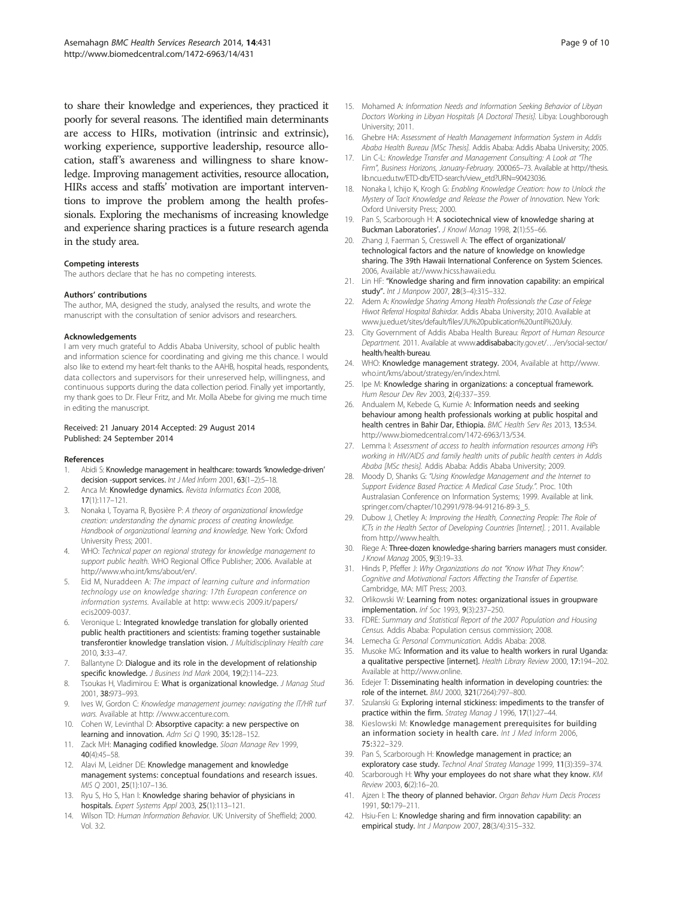to share their knowledge and experiences, they practiced it poorly for several reasons. The identified main determinants are access to HIRs, motivation (intrinsic and extrinsic), working experience, supportive leadership, resource allocation, staff's awareness and willingness to share knowledge. Improving management activities, resource allocation, HIRs access and staffs' motivation are important interventions to improve the problem among the health professionals. Exploring the mechanisms of increasing knowledge and experience sharing practices is a future research agenda in the study area.

#### Competing interests

The authors declare that he has no competing interests.

#### Authors' contributions

The author, MA, designed the study, analysed the results, and wrote the manuscript with the consultation of senior advisors and researchers.

#### Acknowledgements

I am very much grateful to Addis Ababa University, school of public health and information science for coordinating and giving me this chance. I would also like to extend my heart-felt thanks to the AAHB, hospital heads, respondents, data collectors and supervisors for their unreserved help, willingness, and continuous supports during the data collection period. Finally yet importantly, my thank goes to Dr. Fleur Fritz, and Mr. Molla Abebe for giving me much time in editing the manuscript.

Received: 21 January 2014 Accepted: 29 August 2014
Published: 24 September 2014

#### References

1. Abidi S: **Knowledge management in healthcare: towards 'knowledge-driven' decision -support services.** *Int J Med Inform* 2001, **63**(1–2):5–18.
2. Anca M: **Knowledge dynamics.** *Revista Informatics Econ* 2008, **17**(1):117–121.
3. Nonaka I, Toyama R, Byosière P: *A theory of organizational knowledge creation: understanding the dynamic process of creating knowledge. Handbook of organizational learning and knowledge.* New York: Oxford University Press; 2001.
4. WHO: *Technical paper on regional strategy for knowledge management to support public health.* WHO Regional Office Publisher; 2006. Available at http://www.who.int/kms/about/en/.
5. Eid M, Nuraddeen A: *The impact of learning culture and information technology use on knowledge sharing: 17th European conference on information systems.* Available at http: www.ecis 2009.it/papers/ ecis2009-0037.
6. Veronique L: **Integrated knowledge translation for globally oriented public health practitioners and scientists: framing together sustainable transferontier knowledge translation vision.** *J Multidisciplinary Health care* 2010, **3:**33–47.
7. Ballantyne D: **Dialogue and its role in the development of relationship specific knowledge.** *J Business Ind Mark* 2004, **19**(2):114–223.
8. Tsoukas H, Vladimirou E: **What is organizational knowledge.** *J Manag Stud* 2001, **38:**973–993.
9. Ives W, Gordon C: *Knowledge management journey: navigating the IT/HR turf wars.* Available at http: //www.accenture.com.
10. Cohen W, Levinthal D: **Absorptive capacity: a new perspective on learning and innovation.** *Adm Sci Q* 1990, **35:**128–152.
11. Zack MH: **Managing codified knowledge.** *Sloan Manage Rev* 1999, **40**(4):45–58.
12. Alavi M, Leidner DE: **Knowledge management and knowledge management systems: conceptual foundations and research issues.** *MIS Q* 2001, **25**(1):107–136.
13. Ryu S, Ho S, Han I: **Knowledge sharing behavior of physicians in hospitals.** *Expert Systems Appl* 2003, **25**(1):113–121.
14. Wilson TD: *Human Information Behavior.* UK: University of Sheffield; 2000. Vol. 3:2.
15. Mohamed A: *Information Needs and Information Seeking Behavior of Libyan Doctors Working in Libyan Hospitals [A Doctoral Thesis].* Libya: Loughborough University; 2011.
16. Ghebre HA: *Assessment of Health Management Information System in Addis Ababa Health Bureau [MSc Thesis].* Addis Ababa: Addis Ababa University; 2005.
17. Lin C-L: *Knowledge Transfer and Management Consulting: A Look at "The Firm", Business Horizons, January-February.* 2000:65–73. Available at http://thesis.lib.ncu.edu.tw/ETD-db/ETD-search/view_etd?URN=90423036.
18. Nonaka I, Ichijo K, Krogh G: *Enabling Knowledge Creation: how to Unlock the Mystery of Tacit Knowledge and Release the Power of Innovation.* New York: Oxford University Press; 2000.
19. Pan S, Scarborough H: **A sociotechnical view of knowledge sharing at Buckman Laboratories'.** *J Knowl Manag* 1998, **2**(1):55–66.
20. Zhang J, Faerman S, Cresswell A: **The effect of organizational/ technological factors and the nature of knowledge on knowledge sharing. The 39th Hawaii International Conference on System Sciences.** 2006, Available at://www.hicss.hawaii.edu.
21. Lin HF: **"Knowledge sharing and firm innovation capability: an empirical study".** *Int J Manpow* 2007, **28**(3–4):315–332.
22. Adem A: *Knowledge Sharing Among Health Professionals the Case of Felege Hiwot Referral Hospital Bahirdar.* Addis Ababa University; 2010. Available at www.ju.edu.et/sites/default/files/JU%20publication%20until%20July.
23. City Government of Addis Ababa Health Bureau: *Report of Human Resource Department.* 2011. Available at www.**addisababa**city.gov.et/…/en/social-sector/**health/health-bureau**.
24. WHO: **Knowledge management strategy.** 2004, Available at http://www.who.int/kms/about/strategy/en/index.html.
25. Ipe M: **Knowledge sharing in organizations: a conceptual framework.** *Hum Resour Dev Rev* 2003, **2**(4):337–359.
26. Andualem M, Kebede G, Kumie A: **Information needs and seeking behaviour among health professionals working at public hospital and health centres in Bahir Dar, Ethiopia.** *BMC Health Serv Res* 2013, **13:**534. http://www.biomedcentral.com/1472-6963/13/534.
27. Lemma I: *Assessment of access to health information resources among HPs working in HIV/AIDS and family health units of public health centers in Addis Ababa [MSc thesis].* Addis Ababa: Addis Ababa University; 2009.
28. Moody D, Shanks G: *"Using Knowledge Management and the Internet to Support Evidence Based Practice: A Medical Case Study.".* Proc. 10th Australasian Conference on Information Systems; 1999. Available at link.springer.com/chapter/10.2991/978-94-91216-89-3_5.
29. Dubow J, Chetley A: *Improving the Health, Connecting People: The Role of ICTs in the Health Sector of Developing Countries [Internet].* ; 2011. Available from http://www.health.
30. Riege A: **Three-dozen knowledge-sharing barriers managers must consider.** *J Knowl Manag* 2005, **9**(3):19–33.
31. Hinds P, Pfeffer J: *Why Organizations do not "Know What They Know": Cognitive and Motivational Factors Affecting the Transfer of Expertise.* Cambridge, MA: MIT Press; 2003.
32. Orlikowski W: **Learning from notes: organizational issues in groupware implementation.** *Inf Soc* 1993, **9**(3):237–250.
33. FDRE: *Summary and Statistical Report of the 2007 Population and Housing Census.* Addis Ababa: Population census commission; 2008.
34. Lemecha G: *Personal Communication.* Addis Ababa: 2008.
35. Musoke MG: **Information and its value to health workers in rural Uganda: a qualitative perspective [internet].** *Health Library Review* 2000, **17:**194–202. Available at http://www.online.
36. Edejer T: **Disseminating health information in developing countries: the role of the internet.** *BMJ* 2000, **321**(7264):797–800.
37. Szulanski G: **Exploring internal stickiness: impediments to the transfer of practice within the firm.** *Strateg Manag J* 1996, **17**(1):27–44.
38. Kieslowski M: **Knowledge management prerequisites for building an information society in health care.** *Int J Med Inform* 2006, **75:**322–329.
39. Pan S, Scarborough H: **Knowledge management in practice; an exploratory case study.** *Technol Anal Strateg Manage* 1999, **11**(3):359–374.
40. Scarborough H: **Why your employees do not share what they know.** *KM Review* 2003, **6**(2):16–20.
41. Ajzen I: **The theory of planned behavior.** *Organ Behav Hum Decis Process* 1991, **50:**179–211.
42. Hsiu-Fen L: **Knowledge sharing and firm innovation capability: an empirical study.** *Int J Manpow* 2007, **28**(3/4):315–332.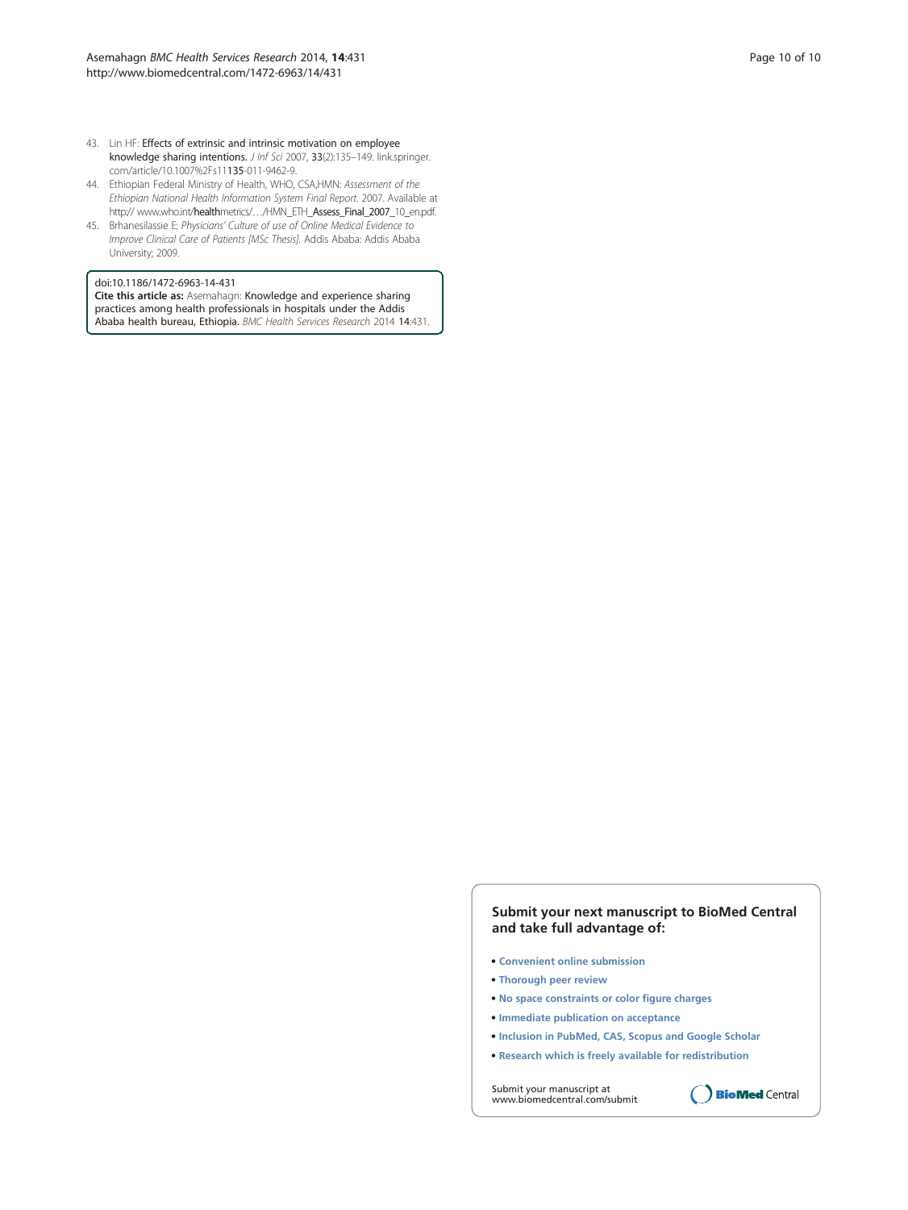43. Lin HF: **Effects of extrinsic and intrinsic motivation on employee knowledge sharing intentions.** *J Inf Sci* 2007, **33**(2):135–149. link.springer.com/article/10.1007%2Fs11135-011-9462-9.
44. Ethiopian Federal Ministry of Health, WHO, CSA,HMN: *Assessment of the Ethiopian National Health Information System Final Report.* 2007. Available at http:// www.who.int/healthmetrics/…/HMN_ETH_Assess_Final_2007_10_en.pdf.
45. Brhanesilassie E: *Physicians' Culture of use of Online Medical Evidence to Improve Clinical Care of Patients [MSc Thesis].* Addis Ababa: Addis Ababa University; 2009.

doi:10.1186/1472-6963-14-431
**Cite this article as:** Asemahagn: Knowledge and experience sharing practices among health professionals in hospitals under the Addis Ababa health bureau, Ethiopia. *BMC Health Services Research* 2014 **14**:431.

**Submit your next manuscript to BioMed Central and take full advantage of:**

- **Convenient online submission**
- **Thorough peer review**
- **No space constraints or color figure charges**
- **Immediate publication on acceptance**
- **Inclusion in PubMed, CAS, Scopus and Google Scholar**
- **Research which is freely available for redistribution**

Submit your manuscript at
www.biomedcentral.com/submit

BioMed Central